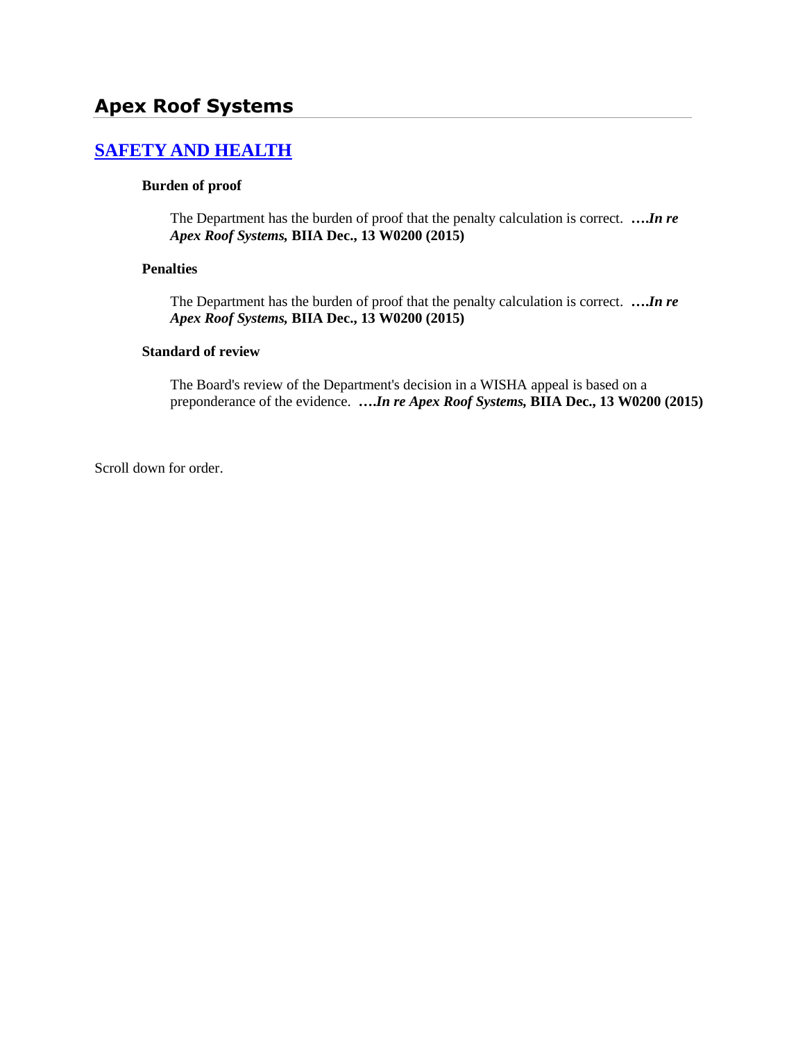# Apex Roof Systems

## [SAFETY AND HEALTH]

**Burden of proof**

The Department has the burden of proof that the penalty calculation is correct. ***….In re Apex Roof Systems,*** **BIIA Dec., 13 W0200 (2015)**

**Penalties**

The Department has the burden of proof that the penalty calculation is correct. ***….In re Apex Roof Systems,*** **BIIA Dec., 13 W0200 (2015)**

**Standard of review**

The Board's review of the Department's decision in a WISHA appeal is based on a preponderance of the evidence. ***….In re Apex Roof Systems,*** **BIIA Dec., 13 W0200 (2015)**

Scroll down for order.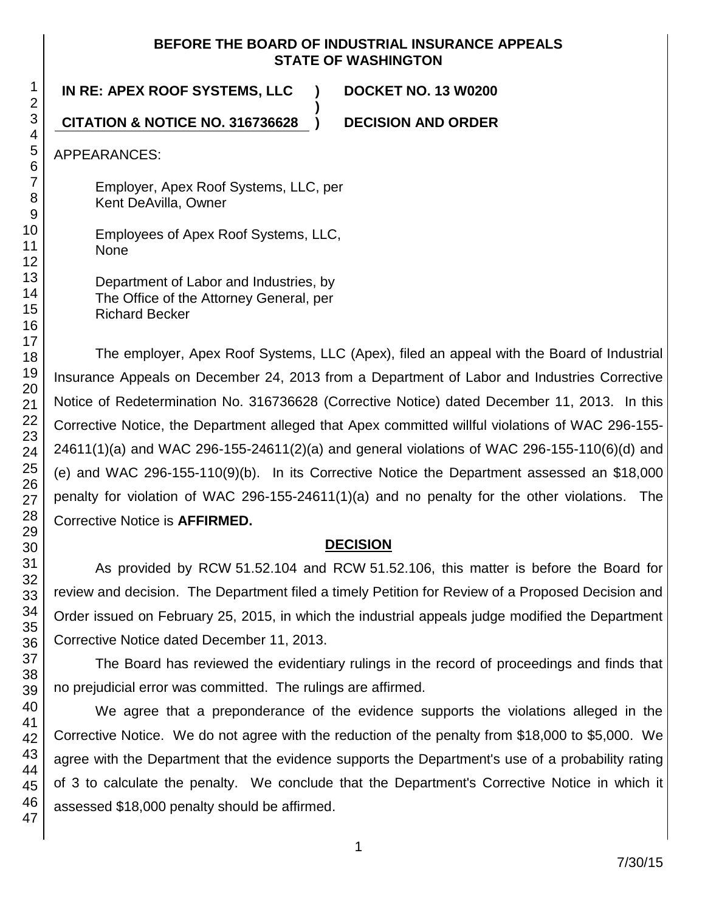**BEFORE THE BOARD OF INDUSTRIAL INSURANCE APPEALS**
**STATE OF WASHINGTON**

**IN RE: APEX ROOF SYSTEMS, LLC** ) **DOCKET NO. 13 W0200**
)
**CITATION & NOTICE NO. 316736628** ) **DECISION AND ORDER**

APPEARANCES:

Employer, Apex Roof Systems, LLC, per
Kent DeAvilla, Owner

Employees of Apex Roof Systems, LLC,
None

Department of Labor and Industries, by
The Office of the Attorney General, per
Richard Becker

The employer, Apex Roof Systems, LLC (Apex), filed an appeal with the Board of Industrial Insurance Appeals on December 24, 2013 from a Department of Labor and Industries Corrective Notice of Redetermination No. 316736628 (Corrective Notice) dated December 11, 2013. In this Corrective Notice, the Department alleged that Apex committed willful violations of WAC 296-155-24611(1)(a) and WAC 296-155-24611(2)(a) and general violations of WAC 296-155-110(6)(d) and (e) and WAC 296-155-110(9)(b). In its Corrective Notice the Department assessed an $18,000 penalty for violation of WAC 296-155-24611(1)(a) and no penalty for the other violations. The Corrective Notice is **AFFIRMED.**

## DECISION

As provided by RCW 51.52.104 and RCW 51.52.106, this matter is before the Board for review and decision. The Department filed a timely Petition for Review of a Proposed Decision and Order issued on February 25, 2015, in which the industrial appeals judge modified the Department Corrective Notice dated December 11, 2013.

The Board has reviewed the evidentiary rulings in the record of proceedings and finds that no prejudicial error was committed. The rulings are affirmed.

We agree that a preponderance of the evidence supports the violations alleged in the Corrective Notice. We do not agree with the reduction of the penalty from $18,000 to $5,000. We agree with the Department that the evidence supports the Department's use of a probability rating of 3 to calculate the penalty. We conclude that the Department's Corrective Notice in which it assessed $18,000 penalty should be affirmed.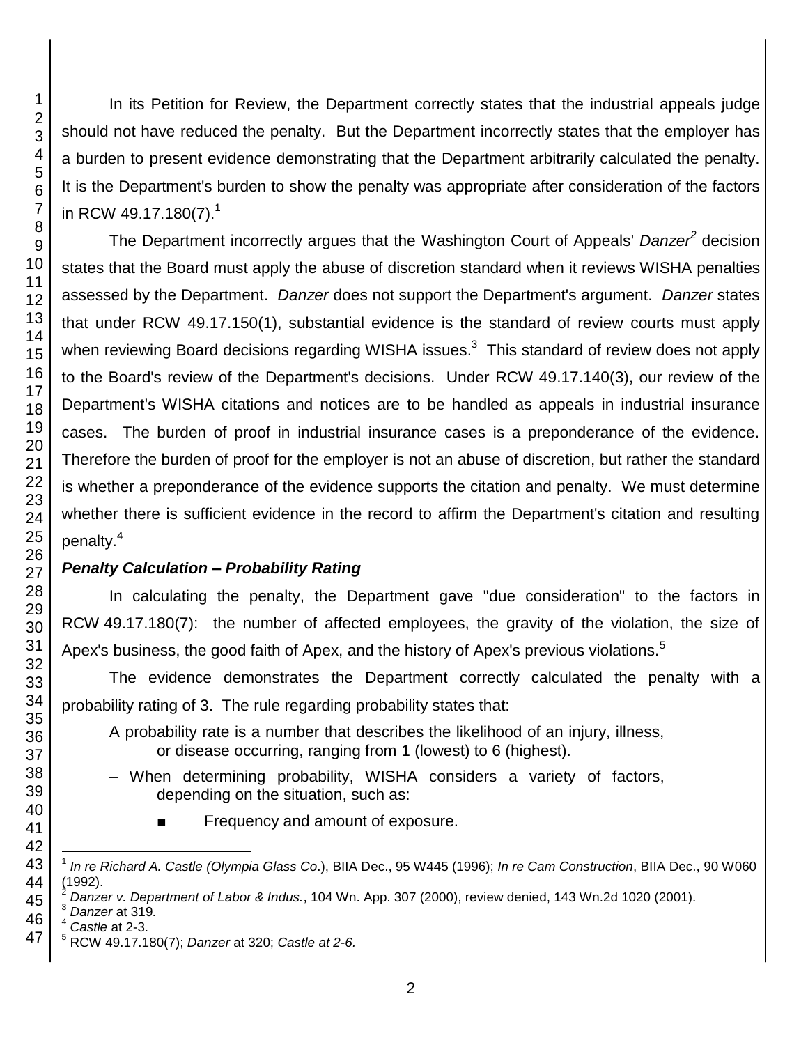In its Petition for Review, the Department correctly states that the industrial appeals judge should not have reduced the penalty. But the Department incorrectly states that the employer has a burden to present evidence demonstrating that the Department arbitrarily calculated the penalty. It is the Department's burden to show the penalty was appropriate after consideration of the factors in RCW 49.17.180(7).[1]

The Department incorrectly argues that the Washington Court of Appeals' *Danzer*[2] decision states that the Board must apply the abuse of discretion standard when it reviews WISHA penalties assessed by the Department. *Danzer* does not support the Department's argument. *Danzer* states that under RCW 49.17.150(1), substantial evidence is the standard of review courts must apply when reviewing Board decisions regarding WISHA issues.[3] This standard of review does not apply to the Board's review of the Department's decisions. Under RCW 49.17.140(3), our review of the Department's WISHA citations and notices are to be handled as appeals in industrial insurance cases. The burden of proof in industrial insurance cases is a preponderance of the evidence. Therefore the burden of proof for the employer is not an abuse of discretion, but rather the standard is whether a preponderance of the evidence supports the citation and penalty. We must determine whether there is sufficient evidence in the record to affirm the Department's citation and resulting penalty.[4]

***Penalty Calculation – Probability Rating***

In calculating the penalty, the Department gave "due consideration" to the factors in RCW 49.17.180(7): the number of affected employees, the gravity of the violation, the size of Apex's business, the good faith of Apex, and the history of Apex's previous violations.[5]

The evidence demonstrates the Department correctly calculated the penalty with a probability rating of 3. The rule regarding probability states that:

> A probability rate is a number that describes the likelihood of an injury, illness, or disease occurring, ranging from 1 (lowest) to 6 (highest).
>
> – When determining probability, WISHA considers a variety of factors, depending on the situation, such as:
>
> ■ Frequency and amount of exposure.

---

[1] *In re Richard A. Castle (Olympia Glass Co*.), BIIA Dec., 95 W445 (1996); *In re Cam Construction*, BIIA Dec., 90 W060 (1992).

[2] *Danzer v. Department of Labor & Indus.*, 104 Wn. App. 307 (2000), review denied, 143 Wn.2d 1020 (2001).

[3] *Danzer* at 319.

[4] *Castle* at 2-3.

[5] RCW 49.17.180(7); *Danzer* at 320; *Castle at 2-6.*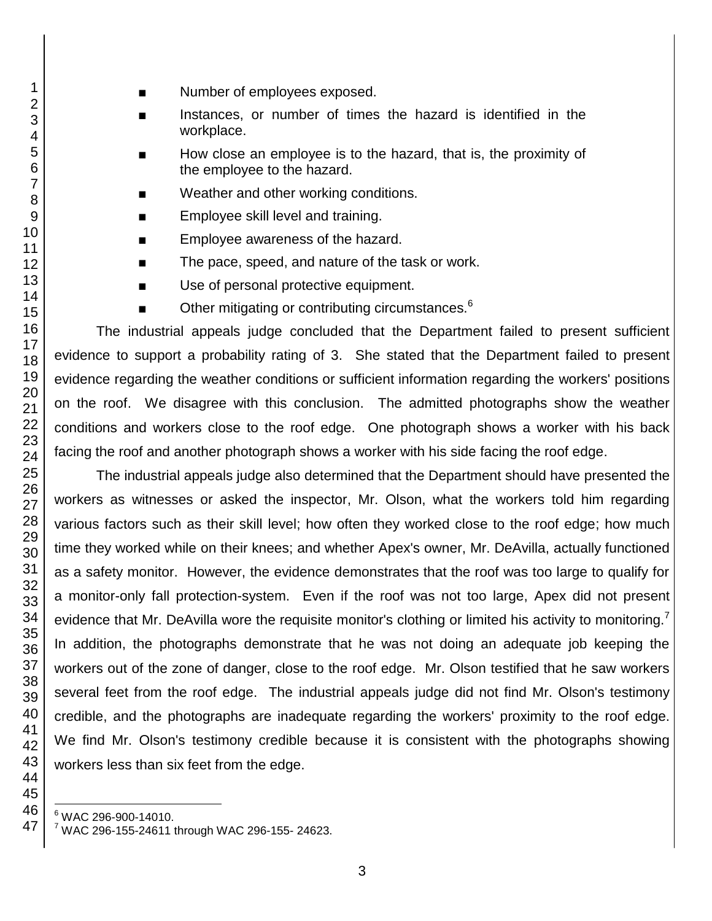- Number of employees exposed.
- Instances, or number of times the hazard is identified in the workplace.
- How close an employee is to the hazard, that is, the proximity of the employee to the hazard.
- Weather and other working conditions.
- Employee skill level and training.
- Employee awareness of the hazard.
- The pace, speed, and nature of the task or work.
- Use of personal protective equipment.
- Other mitigating or contributing circumstances.[6]

The industrial appeals judge concluded that the Department failed to present sufficient evidence to support a probability rating of 3. She stated that the Department failed to present evidence regarding the weather conditions or sufficient information regarding the workers' positions on the roof. We disagree with this conclusion. The admitted photographs show the weather conditions and workers close to the roof edge. One photograph shows a worker with his back facing the roof and another photograph shows a worker with his side facing the roof edge.

The industrial appeals judge also determined that the Department should have presented the workers as witnesses or asked the inspector, Mr. Olson, what the workers told him regarding various factors such as their skill level; how often they worked close to the roof edge; how much time they worked while on their knees; and whether Apex's owner, Mr. DeAvilla, actually functioned as a safety monitor. However, the evidence demonstrates that the roof was too large to qualify for a monitor-only fall protection-system. Even if the roof was not too large, Apex did not present evidence that Mr. DeAvilla wore the requisite monitor's clothing or limited his activity to monitoring.[7] In addition, the photographs demonstrate that he was not doing an adequate job keeping the workers out of the zone of danger, close to the roof edge. Mr. Olson testified that he saw workers several feet from the roof edge. The industrial appeals judge did not find Mr. Olson's testimony credible, and the photographs are inadequate regarding the workers' proximity to the roof edge. We find Mr. Olson's testimony credible because it is consistent with the photographs showing workers less than six feet from the edge.

---

[6] WAC 296-900-14010.

[7] WAC 296-155-24611 through WAC 296-155- 24623.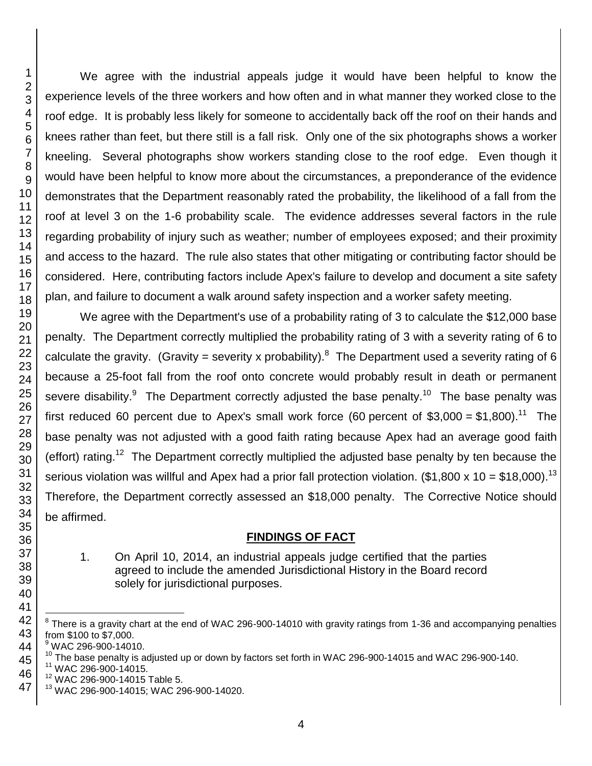We agree with the industrial appeals judge it would have been helpful to know the experience levels of the three workers and how often and in what manner they worked close to the roof edge. It is probably less likely for someone to accidentally back off the roof on their hands and knees rather than feet, but there still is a fall risk. Only one of the six photographs shows a worker kneeling. Several photographs show workers standing close to the roof edge. Even though it would have been helpful to know more about the circumstances, a preponderance of the evidence demonstrates that the Department reasonably rated the probability, the likelihood of a fall from the roof at level 3 on the 1-6 probability scale. The evidence addresses several factors in the rule regarding probability of injury such as weather; number of employees exposed; and their proximity and access to the hazard. The rule also states that other mitigating or contributing factor should be considered. Here, contributing factors include Apex's failure to develop and document a site safety plan, and failure to document a walk around safety inspection and a worker safety meeting.

We agree with the Department's use of a probability rating of 3 to calculate the $12,000 base penalty. The Department correctly multiplied the probability rating of 3 with a severity rating of 6 to calculate the gravity. (Gravity = severity x probability).[8] The Department used a severity rating of 6 because a 25-foot fall from the roof onto concrete would probably result in death or permanent severe disability.[9] The Department correctly adjusted the base penalty.[10] The base penalty was first reduced 60 percent due to Apex's small work force (60 percent of $3,000 = $1,800).[11] The base penalty was not adjusted with a good faith rating because Apex had an average good faith (effort) rating.[12] The Department correctly multiplied the adjusted base penalty by ten because the serious violation was willful and Apex had a prior fall protection violation. ($1,800 x 10 = $18,000).[13] Therefore, the Department correctly assessed an $18,000 penalty. The Corrective Notice should be affirmed.

## FINDINGS OF FACT

1. On April 10, 2014, an industrial appeals judge certified that the parties agreed to include the amended Jurisdictional History in the Board record solely for jurisdictional purposes.

---

[8] There is a gravity chart at the end of WAC 296-900-14010 with gravity ratings from 1-36 and accompanying penalties from $100 to $7,000.

[9] WAC 296-900-14010.

[10] The base penalty is adjusted up or down by factors set forth in WAC 296-900-14015 and WAC 296-900-140.

[11] WAC 296-900-14015.

[12] WAC 296-900-14015 Table 5.

[13] WAC 296-900-14015; WAC 296-900-14020.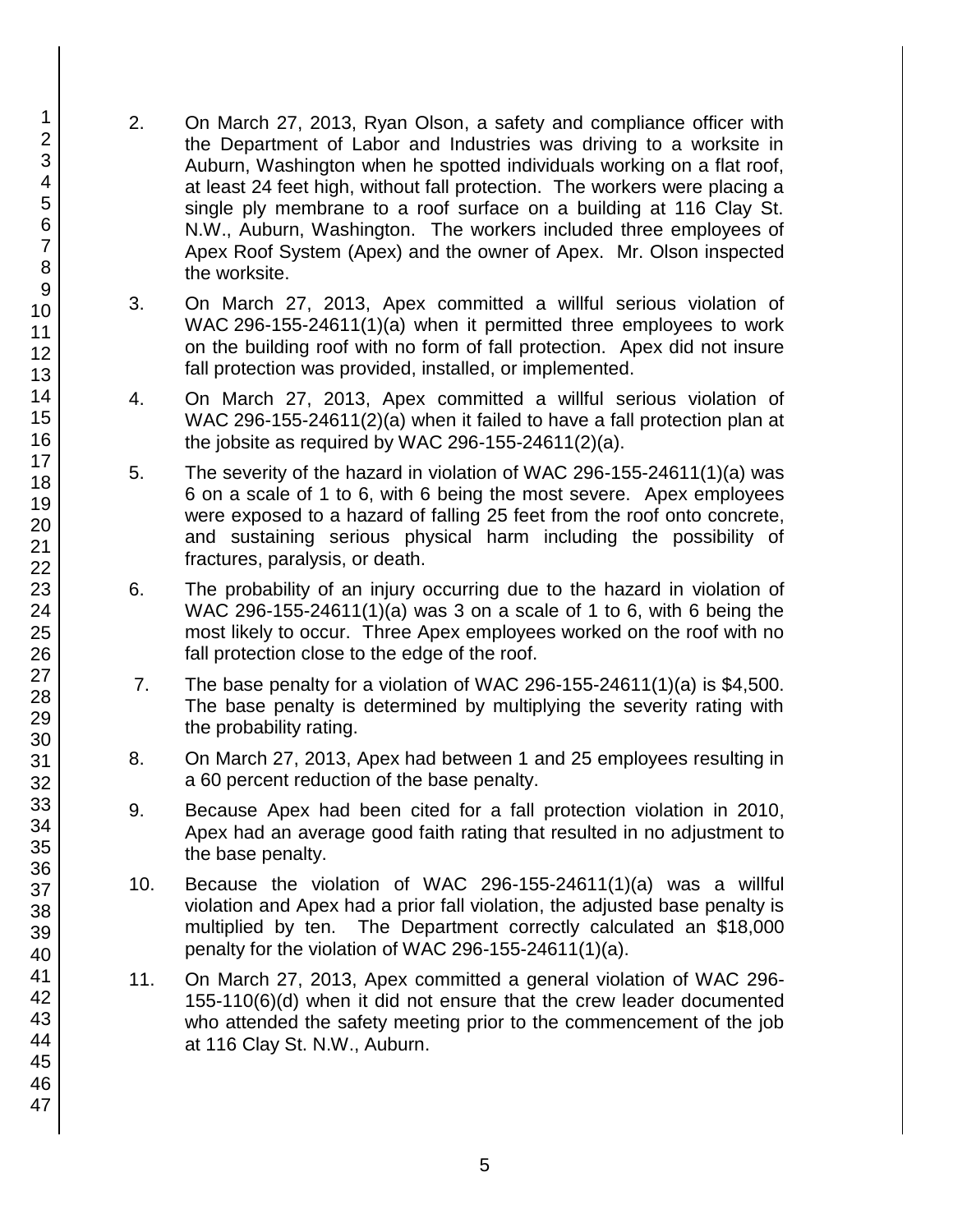2. On March 27, 2013, Ryan Olson, a safety and compliance officer with the Department of Labor and Industries was driving to a worksite in Auburn, Washington when he spotted individuals working on a flat roof, at least 24 feet high, without fall protection. The workers were placing a single ply membrane to a roof surface on a building at 116 Clay St. N.W., Auburn, Washington. The workers included three employees of Apex Roof System (Apex) and the owner of Apex. Mr. Olson inspected the worksite.

3. On March 27, 2013, Apex committed a willful serious violation of WAC 296-155-24611(1)(a) when it permitted three employees to work on the building roof with no form of fall protection. Apex did not insure fall protection was provided, installed, or implemented.

4. On March 27, 2013, Apex committed a willful serious violation of WAC 296-155-24611(2)(a) when it failed to have a fall protection plan at the jobsite as required by WAC 296-155-24611(2)(a).

5. The severity of the hazard in violation of WAC 296-155-24611(1)(a) was 6 on a scale of 1 to 6, with 6 being the most severe. Apex employees were exposed to a hazard of falling 25 feet from the roof onto concrete, and sustaining serious physical harm including the possibility of fractures, paralysis, or death.

6. The probability of an injury occurring due to the hazard in violation of WAC 296-155-24611(1)(a) was 3 on a scale of 1 to 6, with 6 being the most likely to occur. Three Apex employees worked on the roof with no fall protection close to the edge of the roof.

7. The base penalty for a violation of WAC 296-155-24611(1)(a) is $4,500. The base penalty is determined by multiplying the severity rating with the probability rating.

8. On March 27, 2013, Apex had between 1 and 25 employees resulting in a 60 percent reduction of the base penalty.

9. Because Apex had been cited for a fall protection violation in 2010, Apex had an average good faith rating that resulted in no adjustment to the base penalty.

10. Because the violation of WAC 296-155-24611(1)(a) was a willful violation and Apex had a prior fall violation, the adjusted base penalty is multiplied by ten. The Department correctly calculated an $18,000 penalty for the violation of WAC 296-155-24611(1)(a).

11. On March 27, 2013, Apex committed a general violation of WAC 296-155-110(6)(d) when it did not ensure that the crew leader documented who attended the safety meeting prior to the commencement of the job at 116 Clay St. N.W., Auburn.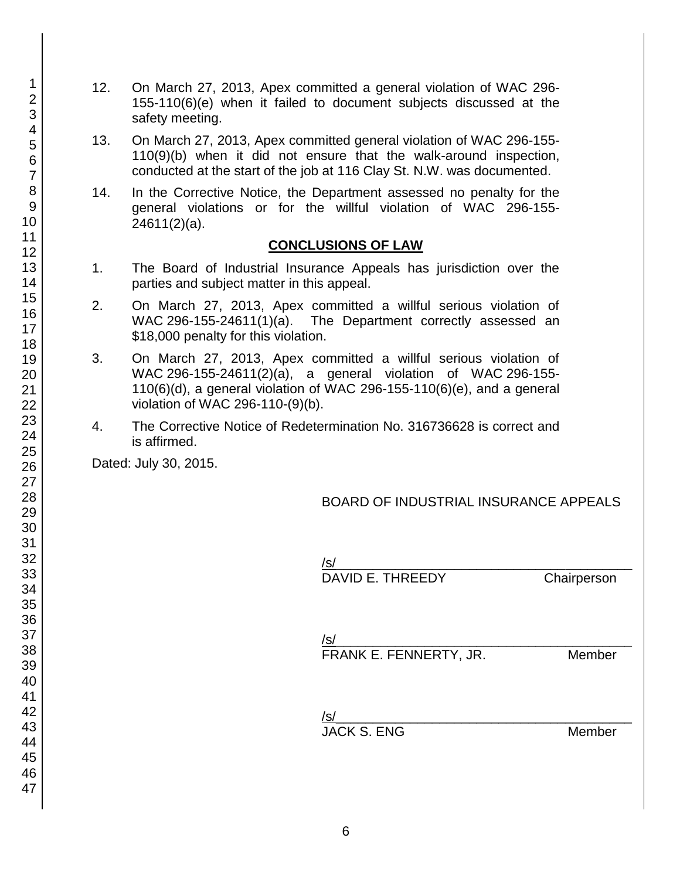12. On March 27, 2013, Apex committed a general violation of WAC 296-155-110(6)(e) when it failed to document subjects discussed at the safety meeting.

13. On March 27, 2013, Apex committed general violation of WAC 296-155-110(9)(b) when it did not ensure that the walk-around inspection, conducted at the start of the job at 116 Clay St. N.W. was documented.

14. In the Corrective Notice, the Department assessed no penalty for the general violations or for the willful violation of WAC 296-155-24611(2)(a).

## CONCLUSIONS OF LAW

1. The Board of Industrial Insurance Appeals has jurisdiction over the parties and subject matter in this appeal.

2. On March 27, 2013, Apex committed a willful serious violation of WAC 296-155-24611(1)(a). The Department correctly assessed an $18,000 penalty for this violation.

3. On March 27, 2013, Apex committed a willful serious violation of WAC 296-155-24611(2)(a), a general violation of WAC 296-155-110(6)(d), a general violation of WAC 296-155-110(6)(e), and a general violation of WAC 296-110-(9)(b).

4. The Corrective Notice of Redetermination No. 316736628 is correct and is affirmed.

Dated: July 30, 2015.

BOARD OF INDUSTRIAL INSURANCE APPEALS

/s/
DAVID E. THREEDY Chairperson

/s/
FRANK E. FENNERTY, JR. Member

/s/
JACK S. ENG Member